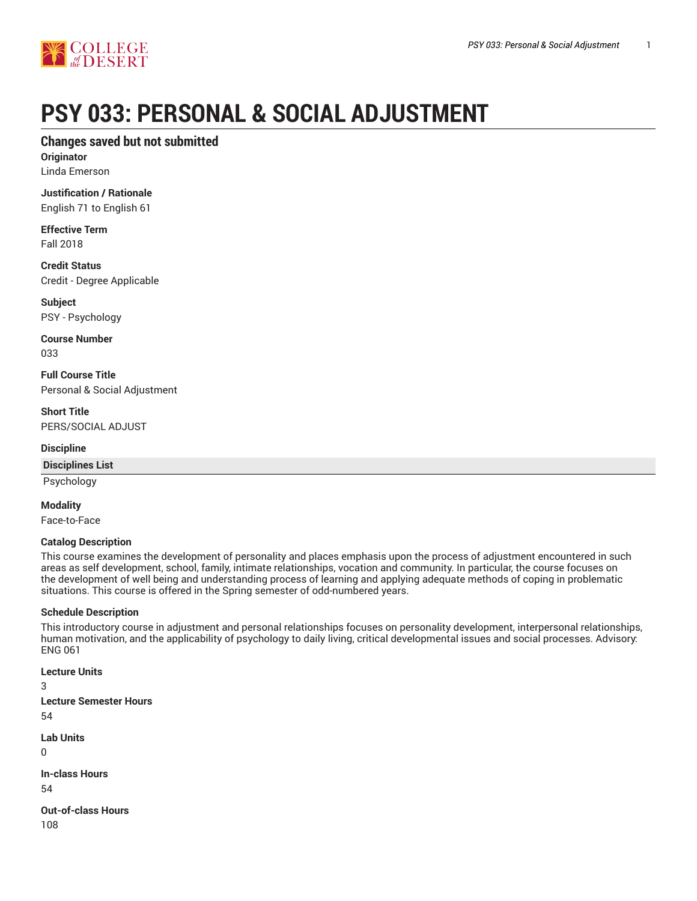# PSY 033: PERSONAL & SOCIAL ADJUSTMENT

## Changes saved but not submitted

**Originator**
Linda Emerson

**Justification / Rationale**
English 71 to English 61

**Effective Term**
Fall 2018

**Credit Status**
Credit - Degree Applicable

**Subject**
PSY - Psychology

**Course Number**
033

**Full Course Title**
Personal & Social Adjustment

**Short Title**
PERS/SOCIAL ADJUST

**Discipline**

| Disciplines List |
| --- |
| Psychology |

**Modality**
Face-to-Face

**Catalog Description**
This course examines the development of personality and places emphasis upon the process of adjustment encountered in such areas as self development, school, family, intimate relationships, vocation and community. In particular, the course focuses on the development of well being and understanding process of learning and applying adequate methods of coping in problematic situations. This course is offered in the Spring semester of odd-numbered years.

**Schedule Description**
This introductory course in adjustment and personal relationships focuses on personality development, interpersonal relationships, human motivation, and the applicability of psychology to daily living, critical developmental issues and social processes. Advisory: ENG 061

**Lecture Units**
3

**Lecture Semester Hours**
54

**Lab Units**
0

**In-class Hours**
54

**Out-of-class Hours**
108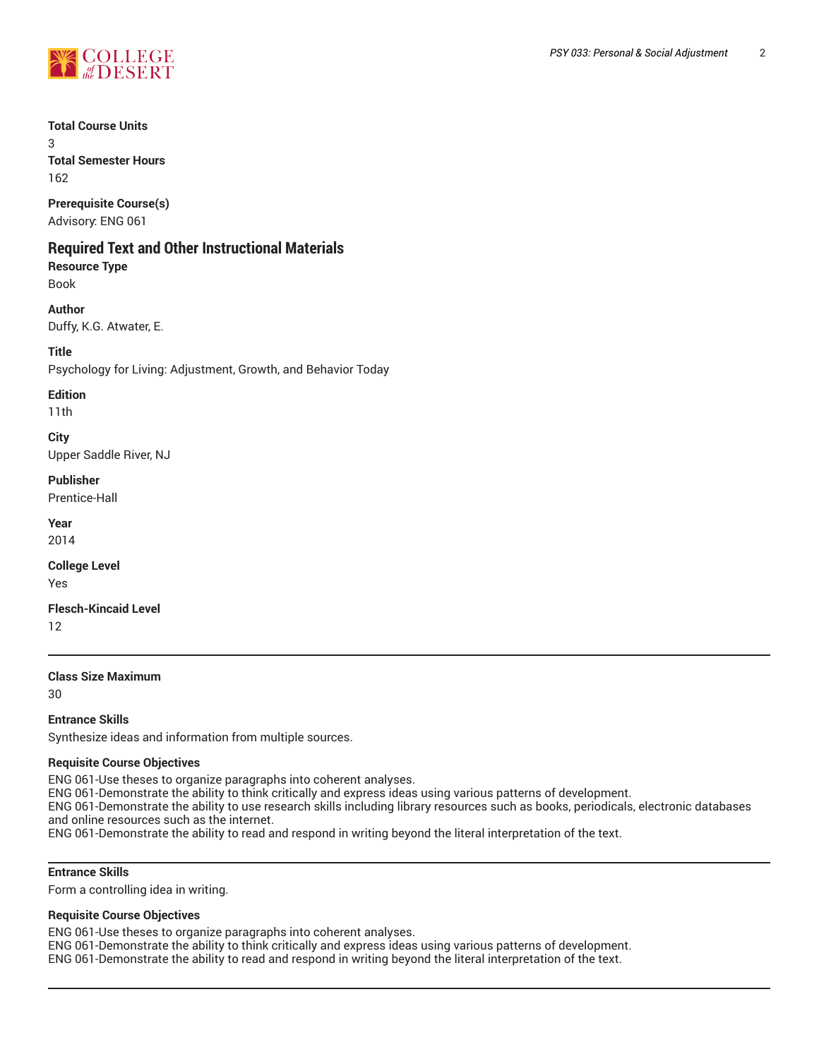**Total Course Units**

3

**Total Semester Hours**

162

**Prerequisite Course(s)**

Advisory: ENG 061

## Required Text and Other Instructional Materials

**Resource Type**

Book

**Author**

Duffy, K.G. Atwater, E.

**Title**

Psychology for Living: Adjustment, Growth, and Behavior Today

**Edition**

11th

**City**

Upper Saddle River, NJ

**Publisher**

Prentice-Hall

**Year**

2014

**College Level**

Yes

**Flesch-Kincaid Level**

12

---

**Class Size Maximum**

30

**Entrance Skills**

Synthesize ideas and information from multiple sources.

**Requisite Course Objectives**

ENG 061-Use theses to organize paragraphs into coherent analyses.
ENG 061-Demonstrate the ability to think critically and express ideas using various patterns of development.
ENG 061-Demonstrate the ability to use research skills including library resources such as books, periodicals, electronic databases and online resources such as the internet.
ENG 061-Demonstrate the ability to read and respond in writing beyond the literal interpretation of the text.

---

**Entrance Skills**

Form a controlling idea in writing.

**Requisite Course Objectives**

ENG 061-Use theses to organize paragraphs into coherent analyses.
ENG 061-Demonstrate the ability to think critically and express ideas using various patterns of development.
ENG 061-Demonstrate the ability to read and respond in writing beyond the literal interpretation of the text.

---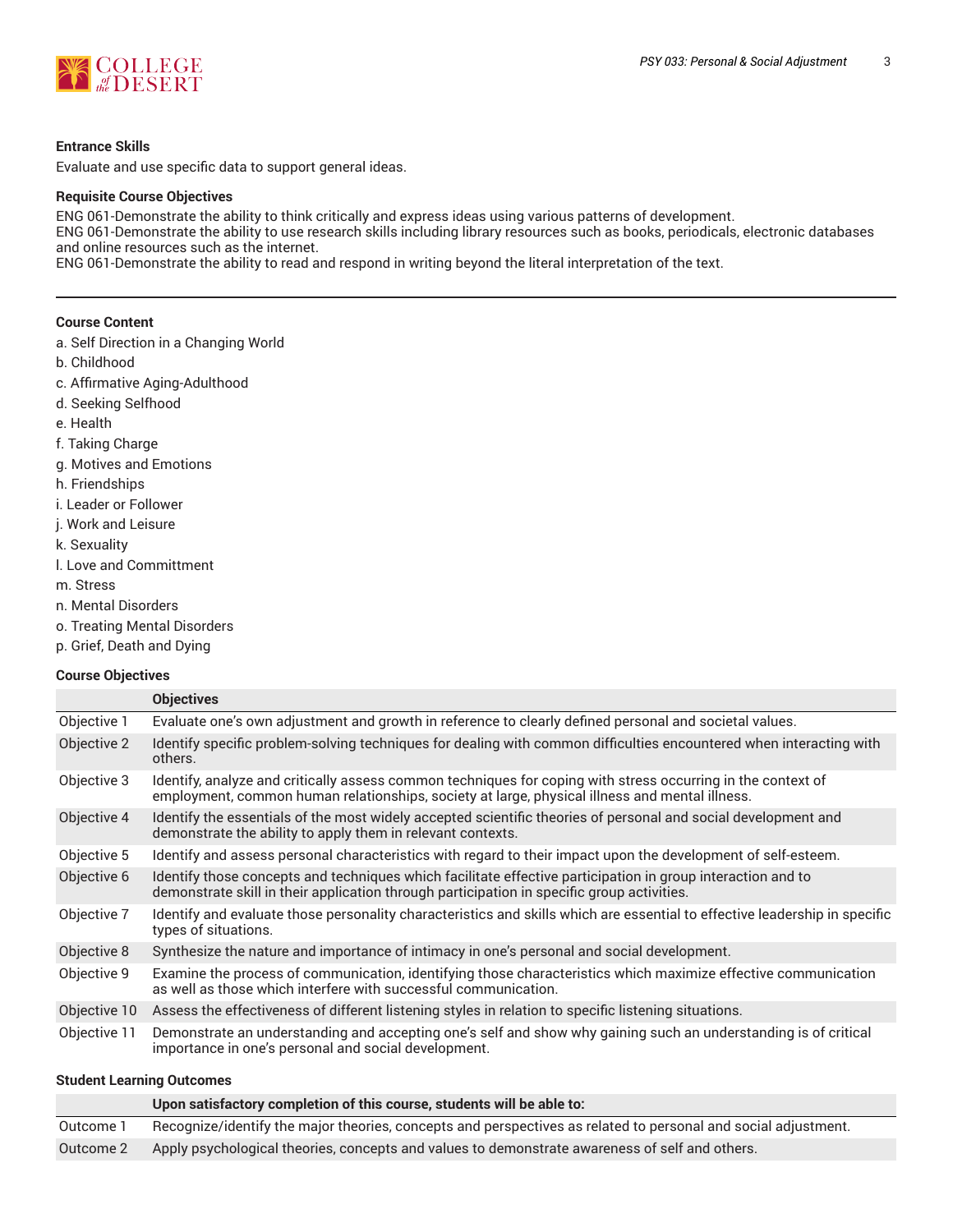**Entrance Skills**

Evaluate and use specific data to support general ideas.

**Requisite Course Objectives**

ENG 061-Demonstrate the ability to think critically and express ideas using various patterns of development.
ENG 061-Demonstrate the ability to use research skills including library resources such as books, periodicals, electronic databases and online resources such as the internet.
ENG 061-Demonstrate the ability to read and respond in writing beyond the literal interpretation of the text.

---

**Course Content**

a. Self Direction in a Changing World
b. Childhood
c. Affirmative Aging-Adulthood
d. Seeking Selfhood
e. Health
f. Taking Charge
g. Motives and Emotions
h. Friendships
i. Leader or Follower
j. Work and Leisure
k. Sexuality
l. Love and Committment
m. Stress
n. Mental Disorders
o. Treating Mental Disorders
p. Grief, Death and Dying

**Course Objectives**

| | **Objectives** |
|---|---|
| Objective 1 | Evaluate one's own adjustment and growth in reference to clearly defined personal and societal values. |
| Objective 2 | Identify specific problem-solving techniques for dealing with common difficulties encountered when interacting with others. |
| Objective 3 | Identify, analyze and critically assess common techniques for coping with stress occurring in the context of employment, common human relationships, society at large, physical illness and mental illness. |
| Objective 4 | Identify the essentials of the most widely accepted scientific theories of personal and social development and demonstrate the ability to apply them in relevant contexts. |
| Objective 5 | Identify and assess personal characteristics with regard to their impact upon the development of self-esteem. |
| Objective 6 | Identify those concepts and techniques which facilitate effective participation in group interaction and to demonstrate skill in their application through participation in specific group activities. |
| Objective 7 | Identify and evaluate those personality characteristics and skills which are essential to effective leadership in specific types of situations. |
| Objective 8 | Synthesize the nature and importance of intimacy in one's personal and social development. |
| Objective 9 | Examine the process of communication, identifying those characteristics which maximize effective communication as well as those which interfere with successful communication. |
| Objective 10 | Assess the effectiveness of different listening styles in relation to specific listening situations. |
| Objective 11 | Demonstrate an understanding and accepting one's self and show why gaining such an understanding is of critical importance in one's personal and social development. |

**Student Learning Outcomes**

| | **Upon satisfactory completion of this course, students will be able to:** |
|---|---|
| Outcome 1 | Recognize/identify the major theories, concepts and perspectives as related to personal and social adjustment. |
| Outcome 2 | Apply psychological theories, concepts and values to demonstrate awareness of self and others. |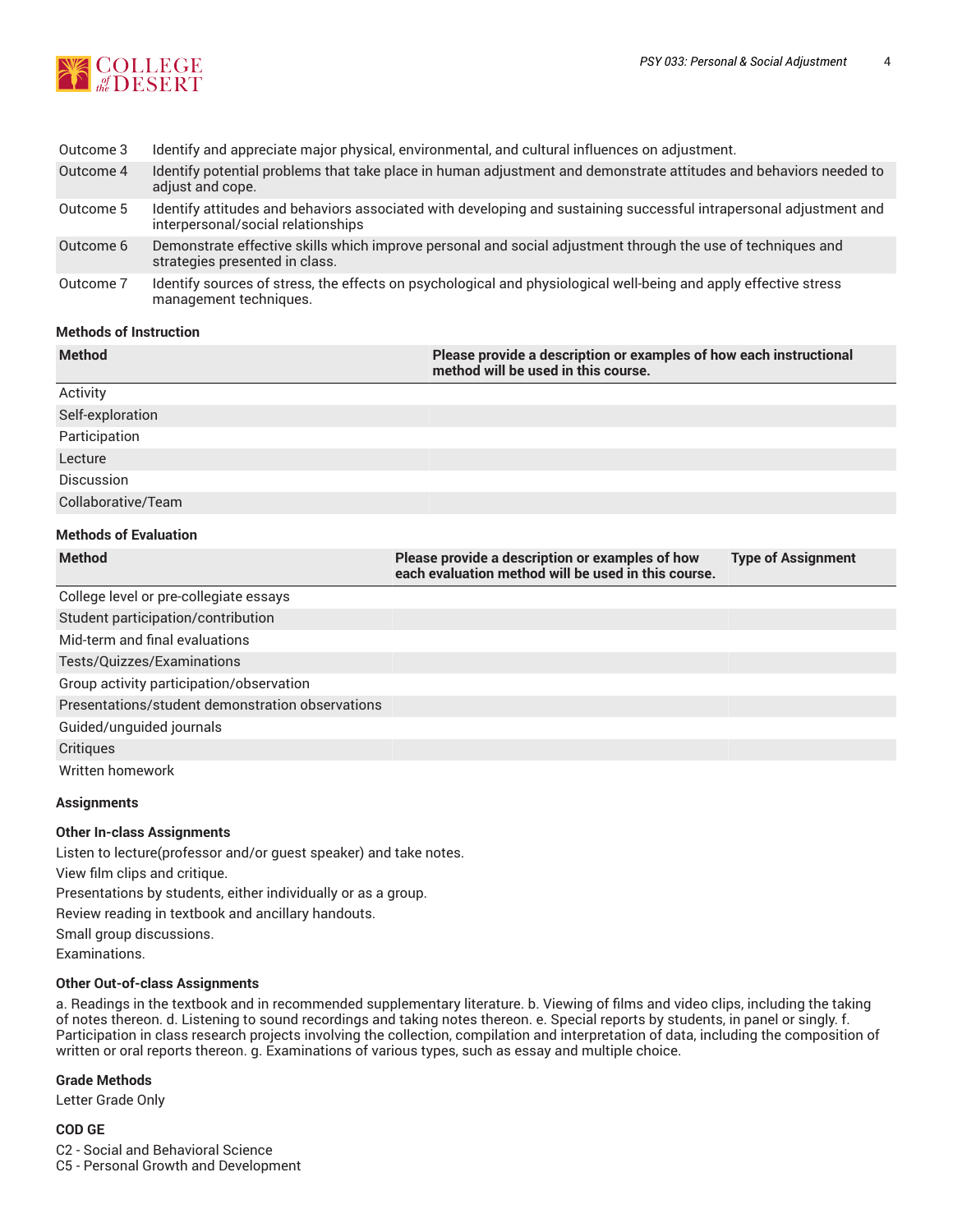| | |
|---|---|
| Outcome 3 | Identify and appreciate major physical, environmental, and cultural influences on adjustment. |
| Outcome 4 | Identify potential problems that take place in human adjustment and demonstrate attitudes and behaviors needed to adjust and cope. |
| Outcome 5 | Identify attitudes and behaviors associated with developing and sustaining successful intrapersonal adjustment and interpersonal/social relationships |
| Outcome 6 | Demonstrate effective skills which improve personal and social adjustment through the use of techniques and strategies presented in class. |
| Outcome 7 | Identify sources of stress, the effects on psychological and physiological well-being and apply effective stress management techniques. |

#### Methods of Instruction

| Method | Please provide a description or examples of how each instructional method will be used in this course. |
|---|---|
| Activity | |
| Self-exploration | |
| Participation | |
| Lecture | |
| Discussion | |
| Collaborative/Team | |

#### Methods of Evaluation

| Method | Please provide a description or examples of how each evaluation method will be used in this course. | Type of Assignment |
|---|---|---|
| College level or pre-collegiate essays | | |
| Student participation/contribution | | |
| Mid-term and final evaluations | | |
| Tests/Quizzes/Examinations | | |
| Group activity participation/observation | | |
| Presentations/student demonstration observations | | |
| Guided/unguided journals | | |
| Critiques | | |
| Written homework | | |

#### Assignments

**Other In-class Assignments**

Listen to lecture(professor and/or guest speaker) and take notes.
View film clips and critique.
Presentations by students, either individually or as a group.
Review reading in textbook and ancillary handouts.
Small group discussions.
Examinations.

**Other Out-of-class Assignments**

a. Readings in the textbook and in recommended supplementary literature. b. Viewing of films and video clips, including the taking of notes thereon. d. Listening to sound recordings and taking notes thereon. e. Special reports by students, in panel or singly. f. Participation in class research projects involving the collection, compilation and interpretation of data, including the composition of written or oral reports thereon. g. Examinations of various types, such as essay and multiple choice.

#### Grade Methods

Letter Grade Only

#### COD GE

C2 - Social and Behavioral Science
C5 - Personal Growth and Development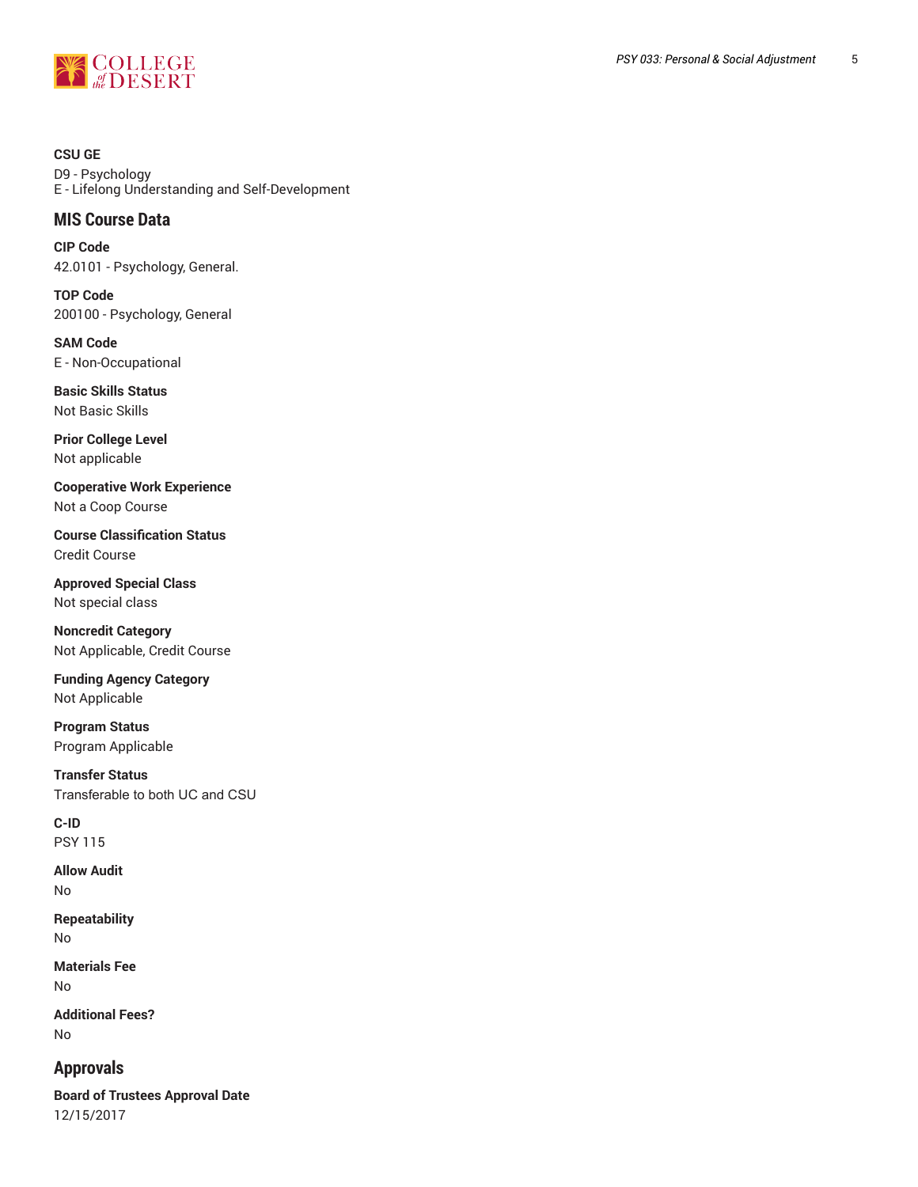**CSU GE**
D9 - Psychology
E - Lifelong Understanding and Self-Development

## MIS Course Data

**CIP Code**
42.0101 - Psychology, General.

**TOP Code**
200100 - Psychology, General

**SAM Code**
E - Non-Occupational

**Basic Skills Status**
Not Basic Skills

**Prior College Level**
Not applicable

**Cooperative Work Experience**
Not a Coop Course

**Course Classification Status**
Credit Course

**Approved Special Class**
Not special class

**Noncredit Category**
Not Applicable, Credit Course

**Funding Agency Category**
Not Applicable

**Program Status**
Program Applicable

**Transfer Status**
Transferable to both UC and CSU

**C-ID**
PSY 115

**Allow Audit**
No

**Repeatability**
No

**Materials Fee**
No

**Additional Fees?**
No

## Approvals

**Board of Trustees Approval Date**
12/15/2017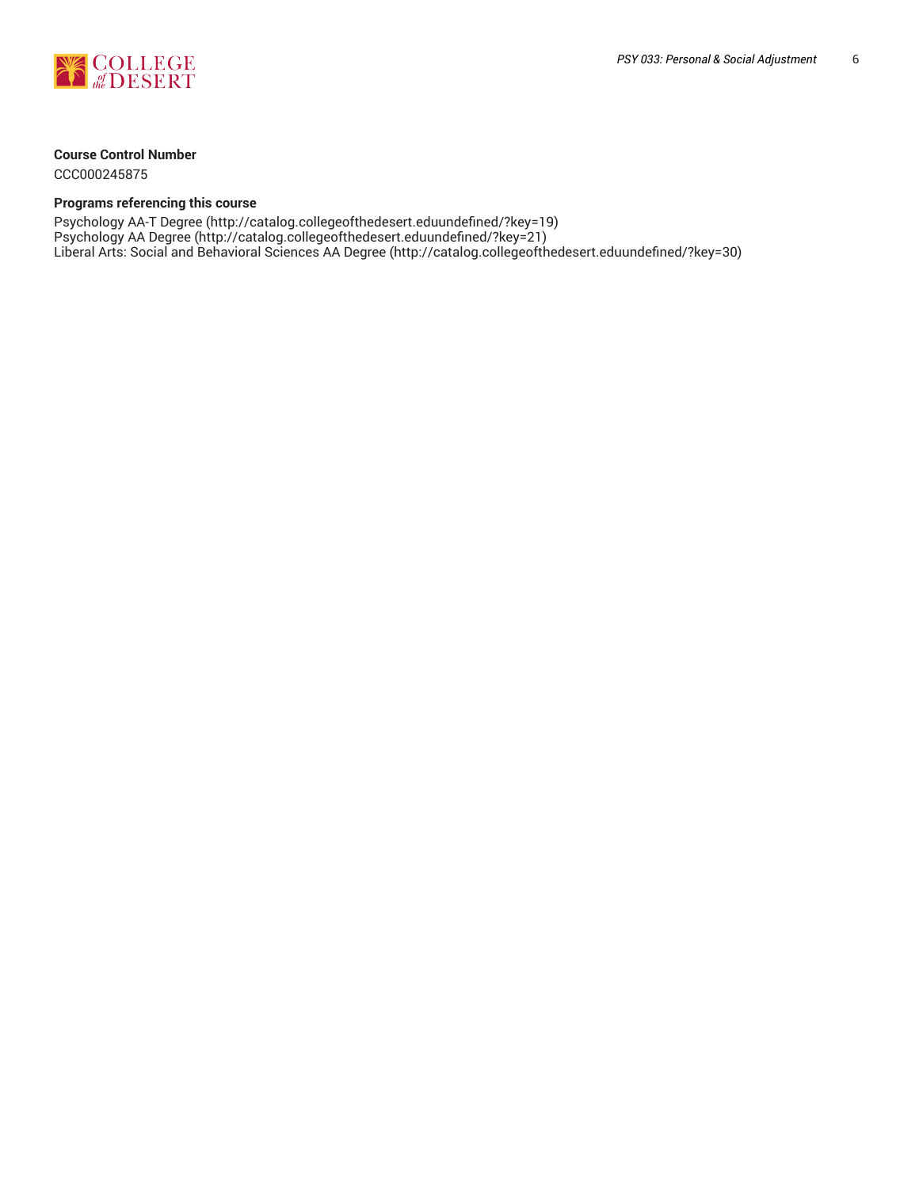**Course Control Number**

CCC000245875

**Programs referencing this course**

Psychology AA-T Degree (http://catalog.collegeofthedesert.eduundefined/?key=19)
Psychology AA Degree (http://catalog.collegeofthedesert.eduundefined/?key=21)
Liberal Arts: Social and Behavioral Sciences AA Degree (http://catalog.collegeofthedesert.eduundefined/?key=30)